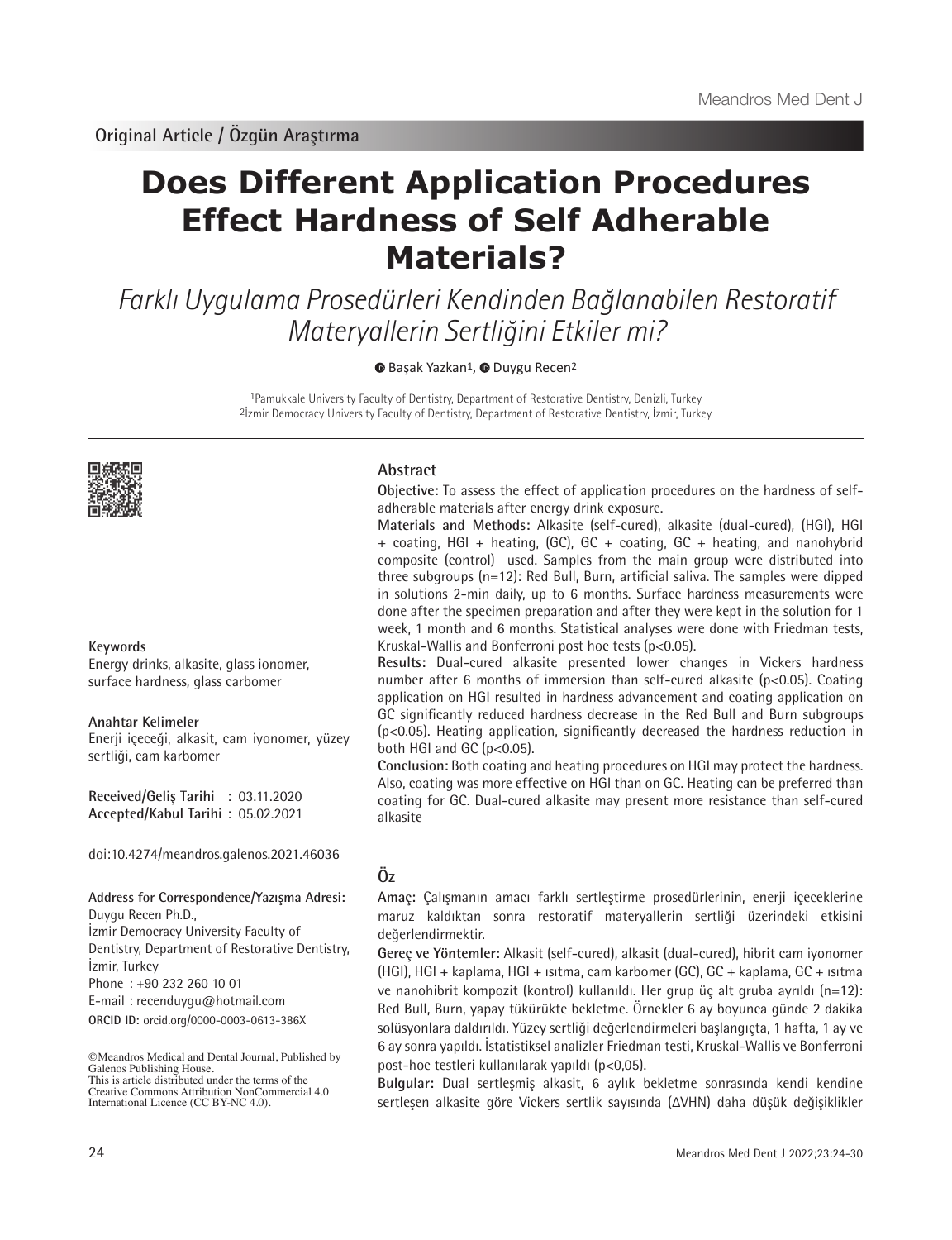Original Article / Özgün Araştırma

# Does Different Application Procedures Effect Hardness of Self Adherable Materials?

## *Farklı Uygulama Prosedürleri Kendinden Bağlanabilen Restoratif Materyallerin Sertliğini Etkiler mi?*

Başak Yazkan[1], Duygu Recen[2]

[1]Pamukkale University Faculty of Dentistry, Department of Restorative Dentistry, Denizli, Turkey
[2]İzmir Democracy University Faculty of Dentistry, Department of Restorative Dentistry, İzmir, Turkey

### Abstract

**Objective:** To assess the effect of application procedures on the hardness of self-adherable materials after energy drink exposure.

**Materials and Methods:** Alkasite (self-cured), alkasite (dual-cured), (HGI), HGI + coating, HGI + heating, (GC), GC + coating, GC + heating, and nanohybrid composite (control) used. Samples from the main group were distributed into three subgroups (n=12): Red Bull, Burn, artificial saliva. The samples were dipped in solutions 2-min daily, up to 6 months. Surface hardness measurements were done after the specimen preparation and after they were kept in the solution for 1 week, 1 month and 6 months. Statistical analyses were done with Friedman tests, Kruskal-Wallis and Bonferroni post hoc tests (p<0.05).

**Results:** Dual-cured alkasite presented lower changes in Vickers hardness number after 6 months of immersion than self-cured alkasite (p<0.05). Coating application on HGI resulted in hardness advancement and coating application on GC significantly reduced hardness decrease in the Red Bull and Burn subgroups (p<0.05). Heating application, significantly decreased the hardness reduction in both HGI and GC (p<0.05).

**Conclusion:** Both coating and heating procedures on HGI may protect the hardness. Also, coating was more effective on HGI than on GC. Heating can be preferred than coating for GC. Dual-cured alkasite may present more resistance than self-cured alkasite

**Keywords**
Energy drinks, alkasite, glass ionomer, surface hardness, glass carbomer

**Anahtar Kelimeler**
Enerji içeceği, alkasit, cam iyonomer, yüzey sertliği, cam karbomer

**Received/Geliş Tarihi** : 03.11.2020
**Accepted/Kabul Tarihi** : 05.02.2021

doi:10.4274/meandros.galenos.2021.46036

**Address for Correspondence/Yazışma Adresi:**
Duygu Recen Ph.D.,
İzmir Democracy University Faculty of Dentistry, Department of Restorative Dentistry, İzmir, Turkey
Phone : +90 232 260 10 01
E-mail : recenduygu@hotmail.com
**ORCID ID:** orcid.org/0000-0003-0613-386X

©Meandros Medical and Dental Journal, Published by Galenos Publishing House.
This is article distributed under the terms of the Creative Commons Attribution NonCommercial 4.0 International Licence (CC BY-NC 4.0).

### Öz

**Amaç:** Çalışmanın amacı farklı sertleştirme prosedürlerinin, enerji içeceklerine maruz kaldıktan sonra restoratif materyallerin sertliği üzerindeki etkisini değerlendirmektir.

**Gereç ve Yöntemler:** Alkasit (self-cured), alkasit (dual-cured), hibrit cam iyonomer (HGI), HGI + kaplama, HGI + ısıtma, cam karbomer (GC), GC + kaplama, GC + ısıtma ve nanohibrit kompozit (kontrol) kullanıldı. Her grup üç alt gruba ayrıldı (n=12): Red Bull, Burn, yapay tükürükte bekletme. Örnekler 6 ay boyunca günde 2 dakika solüsyonlara daldırıldı. Yüzey sertliği değerlendirmeleri başlangıçta, 1 hafta, 1 ay ve 6 ay sonra yapıldı. İstatistiksel analizler Friedman testi, Kruskal-Wallis ve Bonferroni post-hoc testleri kullanılarak yapıldı (p<0,05).

**Bulgular:** Dual sertleşmiş alkasit, 6 aylık bekletme sonrasında kendi kendine sertleşen alkasite göre Vickers sertlik sayısında (ΔVHN) daha düşük değişiklikler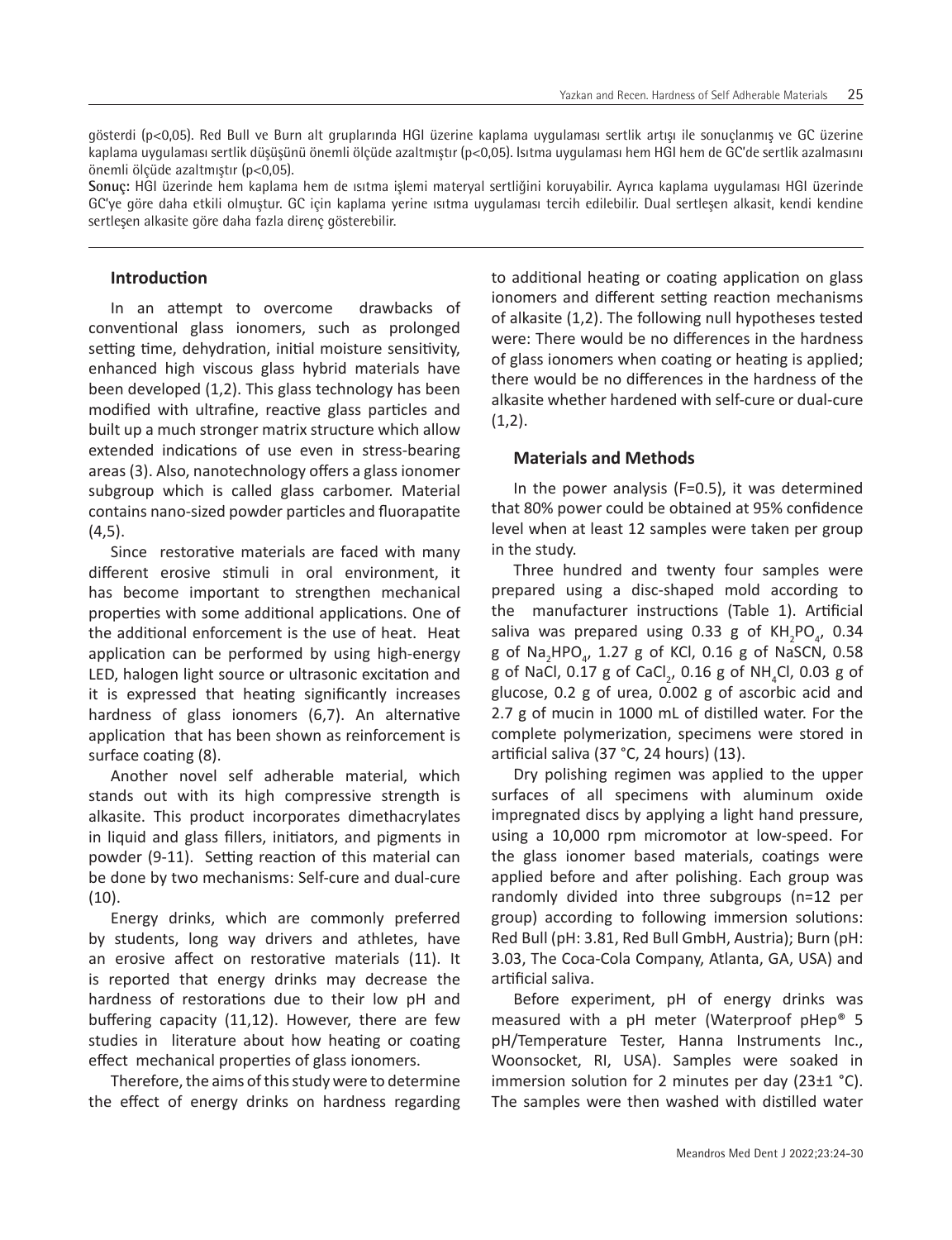gösterdi (p<0,05). Red Bull ve Burn alt gruplarında HGI üzerine kaplama uygulaması sertlik artışı ile sonuçlanmış ve GC üzerine kaplama uygulaması sertlik düşüşünü önemli ölçüde azaltmıştır (p<0,05). Isıtma uygulaması hem HGI hem de GC'de sertlik azalmasını önemli ölçüde azaltmıştır (p<0,05).

**Sonuç:** HGI üzerinde hem kaplama hem de ısıtma işlemi materyal sertliğini koruyabilir. Ayrıca kaplama uygulaması HGI üzerinde GC'ye göre daha etkili olmuştur. GC için kaplama yerine ısıtma uygulaması tercih edilebilir. Dual sertleşen alkasit, kendi kendine sertleşen alkasite göre daha fazla direnç gösterebilir.

## Introduction

In an attempt to overcome drawbacks of conventional glass ionomers, such as prolonged setting time, dehydration, initial moisture sensitivity, enhanced high viscous glass hybrid materials have been developed (1,2). This glass technology has been modified with ultrafine, reactive glass particles and built up a much stronger matrix structure which allow extended indications of use even in stress-bearing areas (3). Also, nanotechnology offers a glass ionomer subgroup which is called glass carbomer. Material contains nano-sized powder particles and fluorapatite (4,5).

Since restorative materials are faced with many different erosive stimuli in oral environment, it has become important to strengthen mechanical properties with some additional applications. One of the additional enforcement is the use of heat. Heat application can be performed by using high-energy LED, halogen light source or ultrasonic excitation and it is expressed that heating significantly increases hardness of glass ionomers (6,7). An alternative application that has been shown as reinforcement is surface coating (8).

Another novel self adherable material, which stands out with its high compressive strength is alkasite. This product incorporates dimethacrylates in liquid and glass fillers, initiators, and pigments in powder (9-11). Setting reaction of this material can be done by two mechanisms: Self-cure and dual-cure (10).

Energy drinks, which are commonly preferred by students, long way drivers and athletes, have an erosive affect on restorative materials (11). It is reported that energy drinks may decrease the hardness of restorations due to their low pH and buffering capacity (11,12). However, there are few studies in literature about how heating or coating effect mechanical properties of glass ionomers.

Therefore, the aims of this study were to determine the effect of energy drinks on hardness regarding to additional heating or coating application on glass ionomers and different setting reaction mechanisms of alkasite (1,2). The following null hypotheses tested were: There would be no differences in the hardness of glass ionomers when coating or heating is applied; there would be no differences in the hardness of the alkasite whether hardened with self-cure or dual-cure (1,2).

## Materials and Methods

In the power analysis (F=0.5), it was determined that 80% power could be obtained at 95% confidence level when at least 12 samples were taken per group in the study.

Three hundred and twenty four samples were prepared using a disc-shaped mold according to the manufacturer instructions (Table 1). Artificial saliva was prepared using 0.33 g of $KH_2PO_4$, 0.34 g of $Na_2HPO_4$, 1.27 g of KCl, 0.16 g of NaSCN, 0.58 g of NaCl, 0.17 g of $CaCl_2$, 0.16 g of $NH_4Cl$, 0.03 g of glucose, 0.2 g of urea, 0.002 g of ascorbic acid and 2.7 g of mucin in 1000 mL of distilled water. For the complete polymerization, specimens were stored in artificial saliva (37 °C, 24 hours) (13).

Dry polishing regimen was applied to the upper surfaces of all specimens with aluminum oxide impregnated discs by applying a light hand pressure, using a 10,000 rpm micromotor at low-speed. For the glass ionomer based materials, coatings were applied before and after polishing. Each group was randomly divided into three subgroups (n=12 per group) according to following immersion solutions: Red Bull (pH: 3.81, Red Bull GmbH, Austria); Burn (pH: 3.03, The Coca-Cola Company, Atlanta, GA, USA) and artificial saliva.

Before experiment, pH of energy drinks was measured with a pH meter (Waterproof pHep® 5 pH/Temperature Tester, Hanna Instruments Inc., Woonsocket, RI, USA). Samples were soaked in immersion solution for 2 minutes per day (23±1 °C). The samples were then washed with distilled water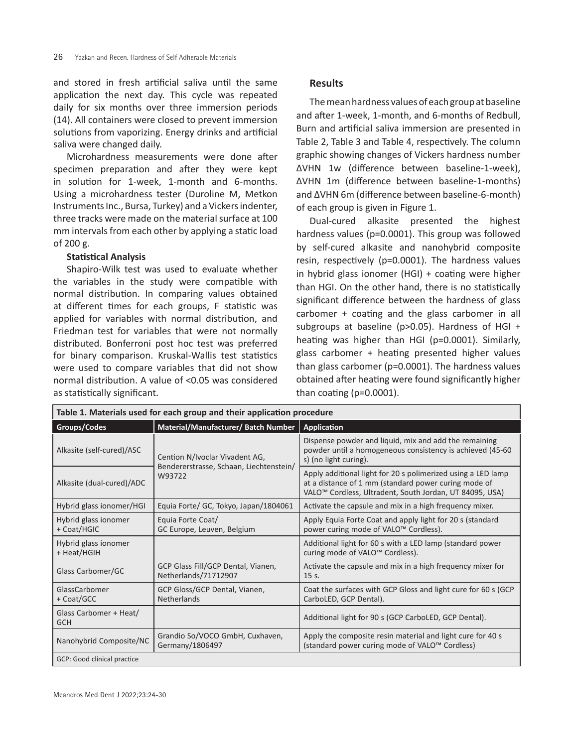and stored in fresh artificial saliva until the same application the next day. This cycle was repeated daily for six months over three immersion periods (14). All containers were closed to prevent immersion solutions from vaporizing. Energy drinks and artificial saliva were changed daily.

Microhardness measurements were done after specimen preparation and after they were kept in solution for 1-week, 1-month and 6-months. Using a microhardness tester (Duroline M, Metkon Instruments Inc., Bursa, Turkey) and a Vickers indenter, three tracks were made on the material surface at 100 mm intervals from each other by applying a static load of 200 g.

**Statistical Analysis**

Shapiro-Wilk test was used to evaluate whether the variables in the study were compatible with normal distribution. In comparing values obtained at different times for each groups, F statistic was applied for variables with normal distribution, and Friedman test for variables that were not normally distributed. Bonferroni post hoc test was preferred for binary comparison. Kruskal-Wallis test statistics were used to compare variables that did not show normal distribution. A value of <0.05 was considered as statistically significant.

## Results

The mean hardness values of each group at baseline and after 1-week, 1-month, and 6-months of Redbull, Burn and artificial saliva immersion are presented in Table 2, Table 3 and Table 4, respectively. The column graphic showing changes of Vickers hardness number ΔVHN 1w (difference between baseline-1-week), ΔVHN 1m (difference between baseline-1-months) and ΔVHN 6m (difference between baseline-6-month) of each group is given in Figure 1.

Dual-cured alkasite presented the highest hardness values (p=0.0001). This group was followed by self-cured alkasite and nanohybrid composite resin, respectively (p=0.0001). The hardness values in hybrid glass ionomer (HGI) + coating were higher than HGI. On the other hand, there is no statistically significant difference between the hardness of glass carbomer + coating and the glass carbomer in all subgroups at baseline (p>0.05). Hardness of HGI + heating was higher than HGI (p=0.0001). Similarly, glass carbomer + heating presented higher values than glass carbomer (p=0.0001). The hardness values obtained after heating were found significantly higher than coating (p=0.0001).

**Table 1. Materials used for each group and their application procedure**

| Groups/Codes | Material/Manufacturer/ Batch Number | Application |
|---|---|---|
| Alkasite (self-cured)/ASC | Cention N/Ivoclar Vivadent AG, Bendererstrasse, Schaan, Liechtenstein/ W93722 | Dispense powder and liquid, mix and add the remaining powder until a homogeneous consistency is achieved (45-60 s) (no light curing). |
| Alkasite (dual-cured)/ADC | | Apply additional light for 20 s polimerized using a LED lamp at a distance of 1 mm (standard power curing mode of VALO™ Cordless, Ultradent, South Jordan, UT 84095, USA) |
| Hybrid glass ionomer/HGI | Equia Forte/ GC, Tokyo, Japan/1804061 | Activate the capsule and mix in a high frequency mixer. |
| Hybrid glass ionomer + Coat/HGIC | Equia Forte Coat/ GC Europe, Leuven, Belgium | Apply Equia Forte Coat and apply light for 20 s (standard power curing mode of VALO™ Cordless). |
| Hybrid glass ionomer + Heat/HGIH | | Additional light for 60 s with a LED lamp (standard power curing mode of VALO™ Cordless). |
| Glass Carbomer/GC | GCP Glass Fill/GCP Dental, Vianen, Netherlands/71712907 | Activate the capsule and mix in a high frequency mixer for 15 s. |
| GlassCarbomer + Coat/GCC | GCP Gloss/GCP Dental, Vianen, Netherlands | Coat the surfaces with GCP Gloss and light cure for 60 s (GCP CarboLED, GCP Dental). |
| Glass Carbomer + Heat/ GCH | | Additional light for 90 s (GCP CarboLED, GCP Dental). |
| Nanohybrid Composite/NC | Grandio So/VOCO GmbH, Cuxhaven, Germany/1806497 | Apply the composite resin material and light cure for 40 s (standard power curing mode of VALO™ Cordless) |

GCP: Good clinical practice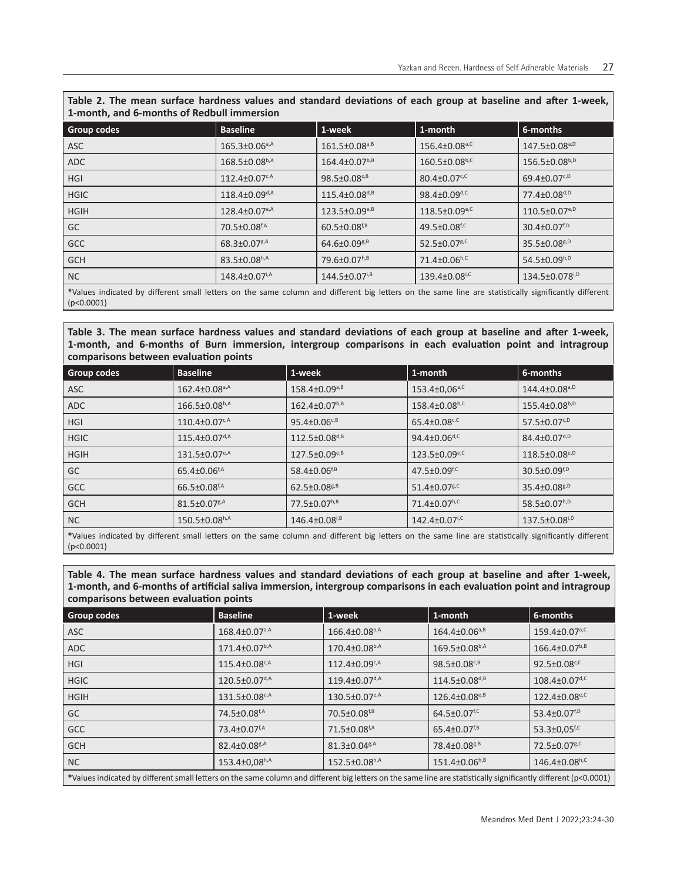**Table 2. The mean surface hardness values and standard deviations of each group at baseline and after 1-week, 1-month, and 6-months of Redbull immersion**

| Group codes | Baseline | 1-week | 1-month | 6-months |
|---|---|---|---|---|
| ASC | 165.3±0.06$^{a,A}$ | 161.5±0.08$^{a,B}$ | 156.4±0.08$^{a,C}$ | 147.5±0.08$^{a,D}$ |
| ADC | 168.5±0.08$^{b,A}$ | 164.4±0.07$^{b,B}$ | 160.5±0.08$^{b,C}$ | 156.5±0.08$^{b,D}$ |
| HGI | 112.4±0.07$^{c,A}$ | 98.5±0.08$^{c,B}$ | 80.4±0.07$^{c,C}$ | 69.4±0.07$^{c,D}$ |
| HGIC | 118.4±0.09$^{d,A}$ | 115.4±0.08$^{d,B}$ | 98.4±0.09$^{d,C}$ | 77.4±0.08$^{d,D}$ |
| HGIH | 128.4±0.07$^{e,A}$ | 123.5±0.09$^{e,B}$ | 118.5±0.09$^{e,C}$ | 110.5±0.07$^{e,D}$ |
| GC | 70.5±0.08$^{f,A}$ | 60.5±0.08$^{f,B}$ | 49.5±0.08$^{f,C}$ | 30.4±0.07$^{f,D}$ |
| GCC | 68.3±0.07$^{g,A}$ | 64.6±0.09$^{g,B}$ | 52.5±0.07$^{g,C}$ | 35.5±0.08$^{g,D}$ |
| GCH | 83.5±0.08$^{h,A}$ | 79.6±0.07$^{h,B}$ | 71.4±0.06$^{h,C}$ | 54.5±0.09$^{h,D}$ |
| NC | 148.4±0.07$^{i,A}$ | 144.5±0.07$^{i,B}$ | 139.4±0.08$^{i,C}$ | 134.5±0.078$^{i,D}$ |

*Values indicated by different small letters on the same column and different big letters on the same line are statistically significantly different (p<0.0001)

**Table 3. The mean surface hardness values and standard deviations of each group at baseline and after 1-week, 1-month, and 6-months of Burn immersion, intergroup comparisons in each evaluation point and intragroup comparisons between evaluation points**

| Group codes | Baseline | 1-week | 1-month | 6-months |
|---|---|---|---|---|
| ASC | 162.4±0.08$^{a,A}$ | 158.4±0.09$^{a,B}$ | 153.4±0,06$^{a,C}$ | 144.4±0.08$^{a,D}$ |
| ADC | 166.5±0.08$^{b,A}$ | 162.4±0.07$^{b,B}$ | 158.4±0.08$^{b,C}$ | 155.4±0.08$^{b,D}$ |
| HGI | 110.4±0.07$^{c,A}$ | 95.4±0.06$^{c,B}$ | 65.4±0.08$^{c,C}$ | 57.5±0.07$^{c,D}$ |
| HGIC | 115.4±0.07$^{d,A}$ | 112.5±0.08$^{d,B}$ | 94.4±0.06$^{d,C}$ | 84.4±0.07$^{d,D}$ |
| HGIH | 131.5±0.07$^{e,A}$ | 127.5±0.09$^{e,B}$ | 123.5±0.09$^{e,C}$ | 118.5±0.08$^{e,D}$ |
| GC | 65.4±0.06$^{f,A}$ | 58.4±0.06$^{f,B}$ | 47.5±0.09$^{f,C}$ | 30.5±0.09$^{f,D}$ |
| GCC | 66.5±0.08$^{f,A}$ | 62.5±0.08$^{g,B}$ | 51.4±0.07$^{g,C}$ | 35.4±0.08$^{g,D}$ |
| GCH | 81.5±0.07$^{g,A}$ | 77.5±0.07$^{h,B}$ | 71.4±0.07$^{h,C}$ | 58.5±0.07$^{h,D}$ |
| NC | 150.5±0.08$^{h,A}$ | 146.4±0.08$^{i,B}$ | 142.4±0.07$^{i,C}$ | 137.5±0.08$^{i,D}$ |

*Values indicated by different small letters on the same column and different big letters on the same line are statistically significantly different (p<0.0001)

**Table 4. The mean surface hardness values and standard deviations of each group at baseline and after 1-week, 1-month, and 6-months of artificial saliva immersion, intergroup comparisons in each evaluation point and intragroup comparisons between evaluation points**

| Group codes | Baseline | 1-week | 1-month | 6-months |
|---|---|---|---|---|
| ASC | 168.4±0.07$^{a,A}$ | 166.4±0.08$^{a,A}$ | 164.4±0.06$^{a,B}$ | 159.4±0.07$^{a,C}$ |
| ADC | 171.4±0.07$^{b,A}$ | 170.4±0.08$^{b,A}$ | 169.5±0.08$^{b,A}$ | 166.4±0.07$^{b,B}$ |
| HGI | 115.4±0.08$^{c,A}$ | 112.4±0.09$^{c,A}$ | 98.5±0.08$^{c,B}$ | 92.5±0.08$^{c,C}$ |
| HGIC | 120.5±0.07$^{d,A}$ | 119.4±0.07$^{d,A}$ | 114.5±0.08$^{d,B}$ | 108.4±0.07$^{d,C}$ |
| HGIH | 131.5±0.08$^{e,A}$ | 130.5±0.07$^{e,A}$ | 126.4±0.08$^{e,B}$ | 122.4±0.08$^{e,C}$ |
| GC | 74.5±0.08$^{f,A}$ | 70.5±0.08$^{f,B}$ | 64.5±0.07$^{f,C}$ | 53.4±0.07$^{f,D}$ |
| GCC | 73.4±0.07$^{f,A}$ | 71.5±0.08$^{f,A}$ | 65.4±0.07$^{f,B}$ | 53.3±0,05$^{f,C}$ |
| GCH | 82.4±0.08$^{g,A}$ | 81.3±0.04$^{g,A}$ | 78.4±0.08$^{g,B}$ | 72.5±0.07$^{g,C}$ |
| NC | 153.4±0,08$^{h,A}$ | 152.5±0.08$^{h,A}$ | 151.4±0.06$^{h,B}$ | 146.4±0.08$^{h,C}$ |

*Values indicated by different small letters on the same column and different big letters on the same line are statistically significantly different (p<0.0001)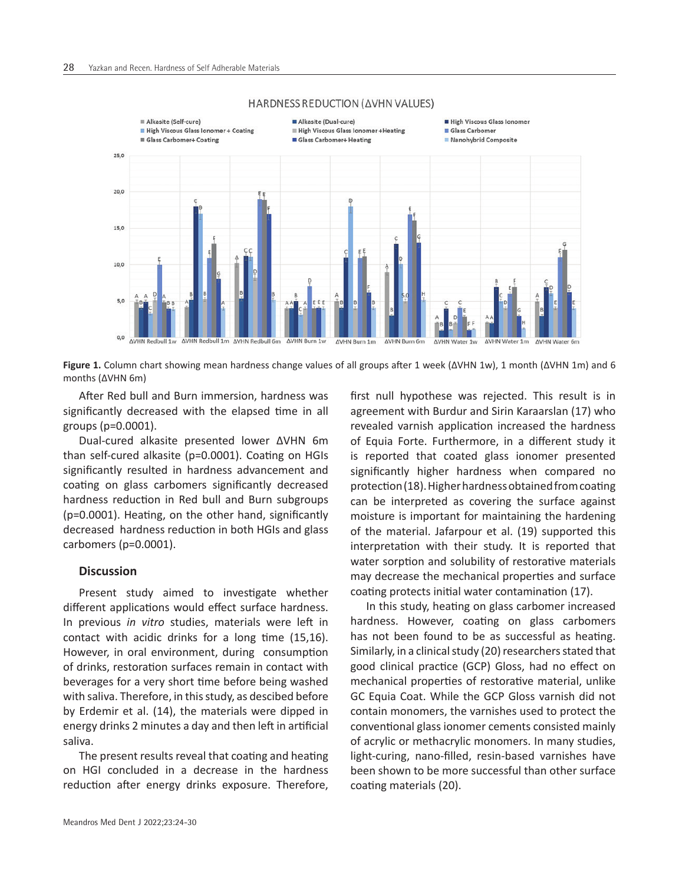**Figure 1.** Column chart showing mean hardness change values of all groups after 1 week (ΔVHN 1w), 1 month (ΔVHN 1m) and 6 months (ΔVHN 6m)

After Red bull and Burn immersion, hardness was significantly decreased with the elapsed time in all groups (p=0.0001).

Dual-cured alkasite presented lower ΔVHN 6m than self-cured alkasite (p=0.0001). Coating on HGIs significantly resulted in hardness advancement and coating on glass carbomers significantly decreased hardness reduction in Red bull and Burn subgroups (p=0.0001). Heating, on the other hand, significantly decreased hardness reduction in both HGIs and glass carbomers (p=0.0001).

## Discussion

Present study aimed to investigate whether different applications would effect surface hardness. In previous *in vitro* studies, materials were left in contact with acidic drinks for a long time (15,16). However, in oral environment, during consumption of drinks, restoration surfaces remain in contact with beverages for a very short time before being washed with saliva. Therefore, in this study, as descibed before by Erdemir et al. (14), the materials were dipped in energy drinks 2 minutes a day and then left in artificial saliva.

The present results reveal that coating and heating on HGI concluded in a decrease in the hardness reduction after energy drinks exposure. Therefore, first null hypothese was rejected. This result is in agreement with Burdur and Sirin Karaarslan (17) who revealed varnish application increased the hardness of Equia Forte. Furthermore, in a different study it is reported that coated glass ionomer presented significantly higher hardness when compared no protection (18). Higher hardness obtained from coating can be interpreted as covering the surface against moisture is important for maintaining the hardening of the material. Jafarpour et al. (19) supported this interpretation with their study. It is reported that water sorption and solubility of restorative materials may decrease the mechanical properties and surface coating protects initial water contamination (17).

In this study, heating on glass carbomer increased hardness. However, coating on glass carbomers has not been found to be as successful as heating. Similarly, in a clinical study (20) researchers stated that good clinical practice (GCP) Gloss, had no effect on mechanical properties of restorative material, unlike GC Equia Coat. While the GCP Gloss varnish did not contain monomers, the varnishes used to protect the conventional glass ionomer cements consisted mainly of acrylic or methacrylic monomers. In many studies, light-curing, nano-filled, resin-based varnishes have been shown to be more successful than other surface coating materials (20).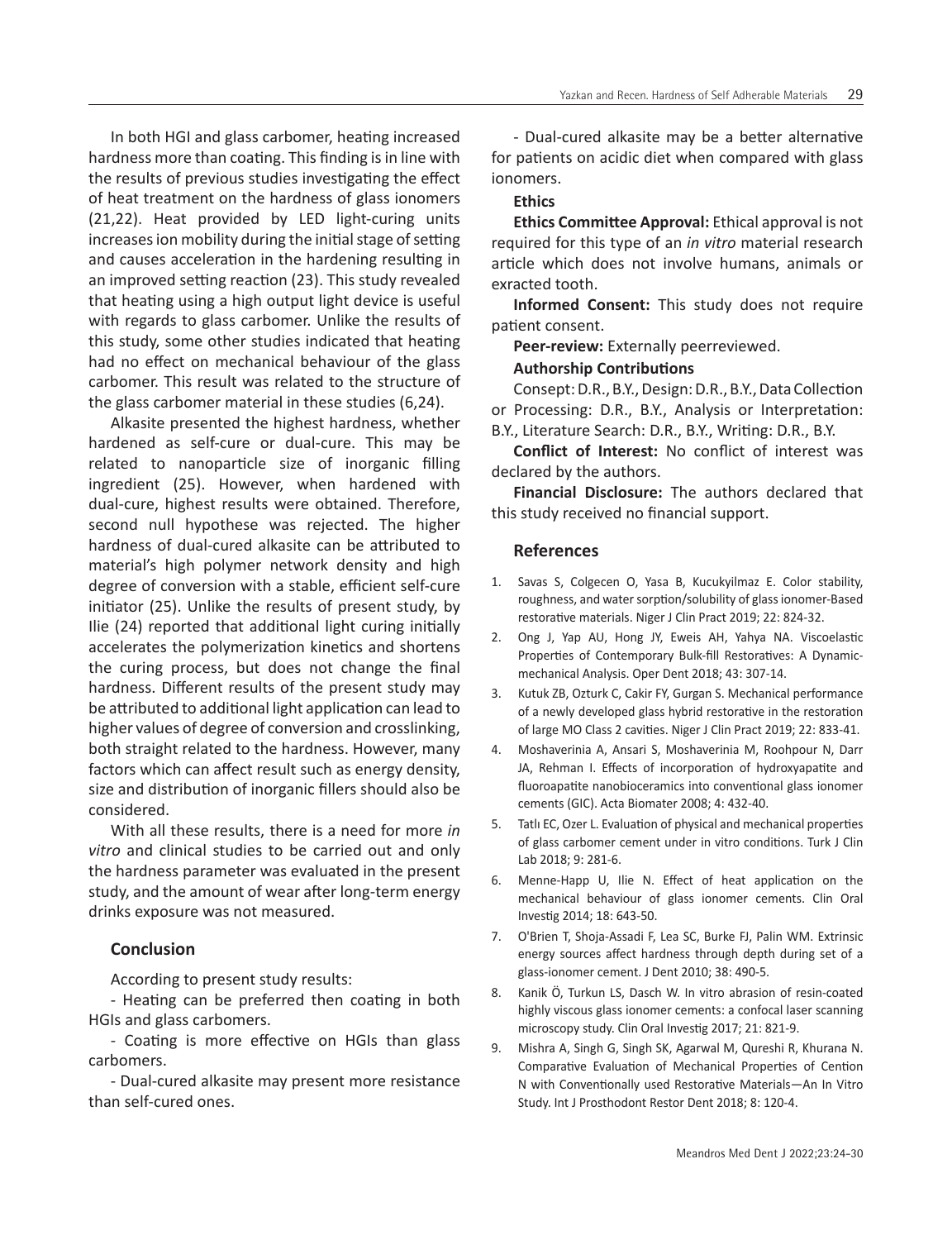In both HGI and glass carbomer, heating increased hardness more than coating. This finding is in line with the results of previous studies investigating the effect of heat treatment on the hardness of glass ionomers (21,22). Heat provided by LED light-curing units increases ion mobility during the initial stage of setting and causes acceleration in the hardening resulting in an improved setting reaction (23). This study revealed that heating using a high output light device is useful with regards to glass carbomer. Unlike the results of this study, some other studies indicated that heating had no effect on mechanical behaviour of the glass carbomer. This result was related to the structure of the glass carbomer material in these studies (6,24).

Alkasite presented the highest hardness, whether hardened as self-cure or dual-cure. This may be related to nanoparticle size of inorganic filling ingredient (25). However, when hardened with dual-cure, highest results were obtained. Therefore, second null hypothese was rejected. The higher hardness of dual-cured alkasite can be attributed to material's high polymer network density and high degree of conversion with a stable, efficient self-cure initiator (25). Unlike the results of present study, by Ilie (24) reported that additional light curing initially accelerates the polymerization kinetics and shortens the curing process, but does not change the final hardness. Different results of the present study may be attributed to additional light application can lead to higher values of degree of conversion and crosslinking, both straight related to the hardness. However, many factors which can affect result such as energy density, size and distribution of inorganic fillers should also be considered.

With all these results, there is a need for more *in vitro* and clinical studies to be carried out and only the hardness parameter was evaluated in the present study, and the amount of wear after long-term energy drinks exposure was not measured.

## Conclusion

According to present study results:

- Heating can be preferred then coating in both HGIs and glass carbomers.

- Coating is more effective on HGIs than glass carbomers.

- Dual-cured alkasite may present more resistance than self-cured ones.

- Dual-cured alkasite may be a better alternative for patients on acidic diet when compared with glass ionomers.

**Ethics**

**Ethics Committee Approval:** Ethical approval is not required for this type of an *in vitro* material research article which does not involve humans, animals or exracted tooth.

**Informed Consent:** This study does not require patient consent.

**Peer-review:** Externally peerreviewed.

**Authorship Contributions**

Consept: D.R., B.Y., Design: D.R., B.Y., Data Collection or Processing: D.R., B.Y., Analysis or Interpretation: B.Y., Literature Search: D.R., B.Y., Writing: D.R., B.Y.

**Conflict of Interest:** No conflict of interest was declared by the authors.

**Financial Disclosure:** The authors declared that this study received no financial support.

## References

1. Savas S, Colgecen O, Yasa B, Kucukyilmaz E. Color stability, roughness, and water sorption/solubility of glass ionomer-Based restorative materials. Niger J Clin Pract 2019; 22: 824-32.
2. Ong J, Yap AU, Hong JY, Eweis AH, Yahya NA. Viscoelastic Properties of Contemporary Bulk-fill Restoratives: A Dynamic-mechanical Analysis. Oper Dent 2018; 43: 307-14.
3. Kutuk ZB, Ozturk C, Cakir FY, Gurgan S. Mechanical performance of a newly developed glass hybrid restorative in the restoration of large MO Class 2 cavities. Niger J Clin Pract 2019; 22: 833-41.
4. Moshaverinia A, Ansari S, Moshaverinia M, Roohpour N, Darr JA, Rehman I. Effects of incorporation of hydroxyapatite and fluoroapatite nanobioceramics into conventional glass ionomer cements (GIC). Acta Biomater 2008; 4: 432-40.
5. Tatlı EC, Ozer L. Evaluation of physical and mechanical properties of glass carbomer cement under in vitro conditions. Turk J Clin Lab 2018; 9: 281-6.
6. Menne-Happ U, Ilie N. Effect of heat application on the mechanical behaviour of glass ionomer cements. Clin Oral Investig 2014; 18: 643-50.
7. O'Brien T, Shoja-Assadi F, Lea SC, Burke FJ, Palin WM. Extrinsic energy sources affect hardness through depth during set of a glass-ionomer cement. J Dent 2010; 38: 490-5.
8. Kanik Ö, Turkun LS, Dasch W. In vitro abrasion of resin-coated highly viscous glass ionomer cements: a confocal laser scanning microscopy study. Clin Oral Investig 2017; 21: 821-9.
9. Mishra A, Singh G, Singh SK, Agarwal M, Qureshi R, Khurana N. Comparative Evaluation of Mechanical Properties of Cention N with Conventionally used Restorative Materials—An In Vitro Study. Int J Prosthodont Restor Dent 2018; 8: 120-4.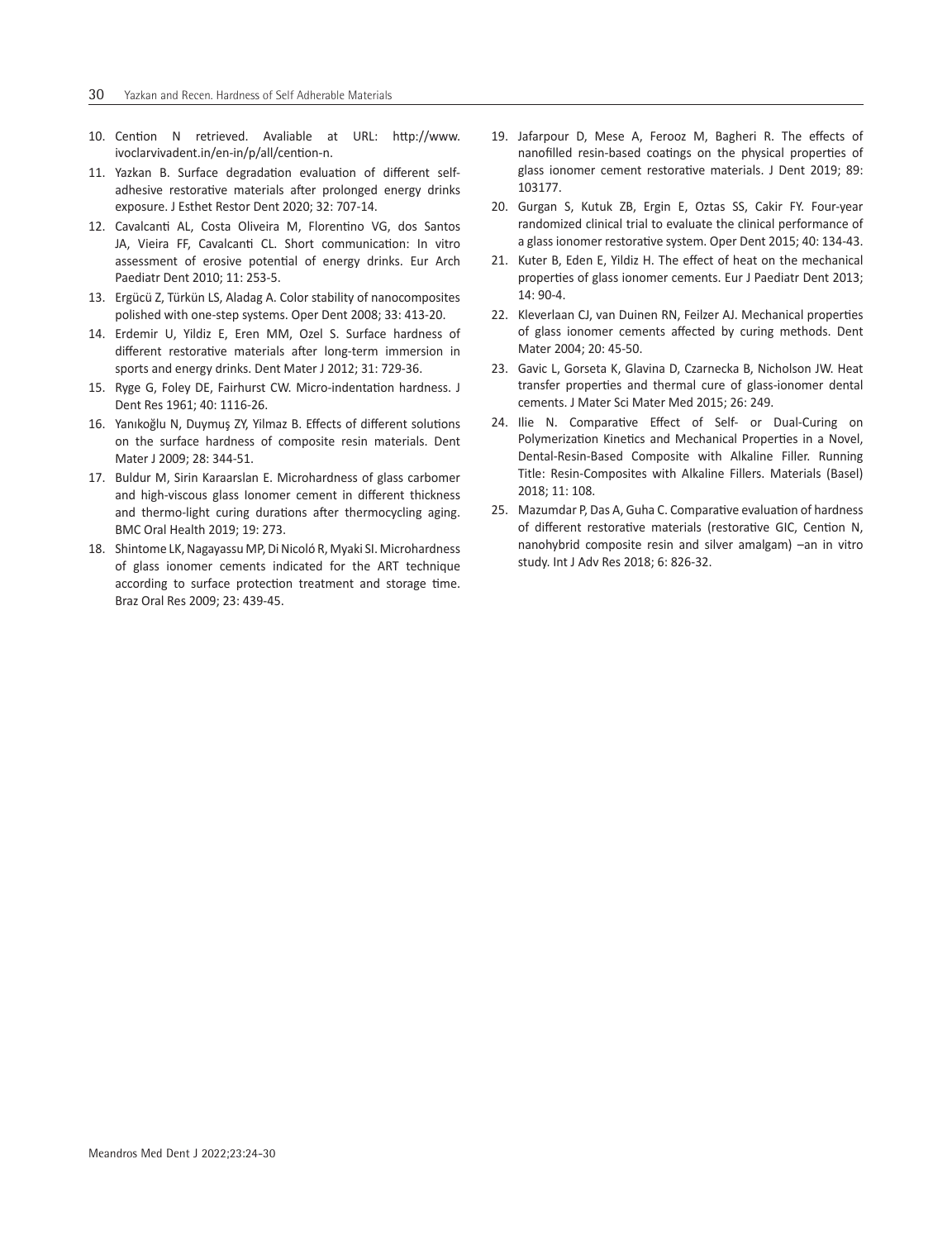10. Cention N retrieved. Avaliable at URL: http://www.ivoclarvivadent.in/en-in/p/all/cention-n.
11. Yazkan B. Surface degradation evaluation of different self-adhesive restorative materials after prolonged energy drinks exposure. J Esthet Restor Dent 2020; 32: 707-14.
12. Cavalcanti AL, Costa Oliveira M, Florentino VG, dos Santos JA, Vieira FF, Cavalcanti CL. Short communication: In vitro assessment of erosive potential of energy drinks. Eur Arch Paediatr Dent 2010; 11: 253-5.
13. Ergücü Z, Türkün LS, Aladag A. Color stability of nanocomposites polished with one-step systems. Oper Dent 2008; 33: 413-20.
14. Erdemir U, Yildiz E, Eren MM, Ozel S. Surface hardness of different restorative materials after long-term immersion in sports and energy drinks. Dent Mater J 2012; 31: 729-36.
15. Ryge G, Foley DE, Fairhurst CW. Micro-indentation hardness. J Dent Res 1961; 40: 1116-26.
16. Yanıkoğlu N, Duymuş ZY, Yilmaz B. Effects of different solutions on the surface hardness of composite resin materials. Dent Mater J 2009; 28: 344-51.
17. Buldur M, Sirin Karaarslan E. Microhardness of glass carbomer and high-viscous glass Ionomer cement in different thickness and thermo-light curing durations after thermocycling aging. BMC Oral Health 2019; 19: 273.
18. Shintome LK, Nagayassu MP, Di Nicoló R, Myaki SI. Microhardness of glass ionomer cements indicated for the ART technique according to surface protection treatment and storage time. Braz Oral Res 2009; 23: 439-45.
19. Jafarpour D, Mese A, Ferooz M, Bagheri R. The effects of nanofilled resin-based coatings on the physical properties of glass ionomer cement restorative materials. J Dent 2019; 89: 103177.
20. Gurgan S, Kutuk ZB, Ergin E, Oztas SS, Cakir FY. Four-year randomized clinical trial to evaluate the clinical performance of a glass ionomer restorative system. Oper Dent 2015; 40: 134-43.
21. Kuter B, Eden E, Yildiz H. The effect of heat on the mechanical properties of glass ionomer cements. Eur J Paediatr Dent 2013; 14: 90-4.
22. Kleverlaan CJ, van Duinen RN, Feilzer AJ. Mechanical properties of glass ionomer cements affected by curing methods. Dent Mater 2004; 20: 45-50.
23. Gavic L, Gorseta K, Glavina D, Czarnecka B, Nicholson JW. Heat transfer properties and thermal cure of glass-ionomer dental cements. J Mater Sci Mater Med 2015; 26: 249.
24. Ilie N. Comparative Effect of Self- or Dual-Curing on Polymerization Kinetics and Mechanical Properties in a Novel, Dental-Resin-Based Composite with Alkaline Filler. Running Title: Resin-Composites with Alkaline Fillers. Materials (Basel) 2018; 11: 108.
25. Mazumdar P, Das A, Guha C. Comparative evaluation of hardness of different restorative materials (restorative GIC, Cention N, nanohybrid composite resin and silver amalgam) –an in vitro study. Int J Adv Res 2018; 6: 826-32.